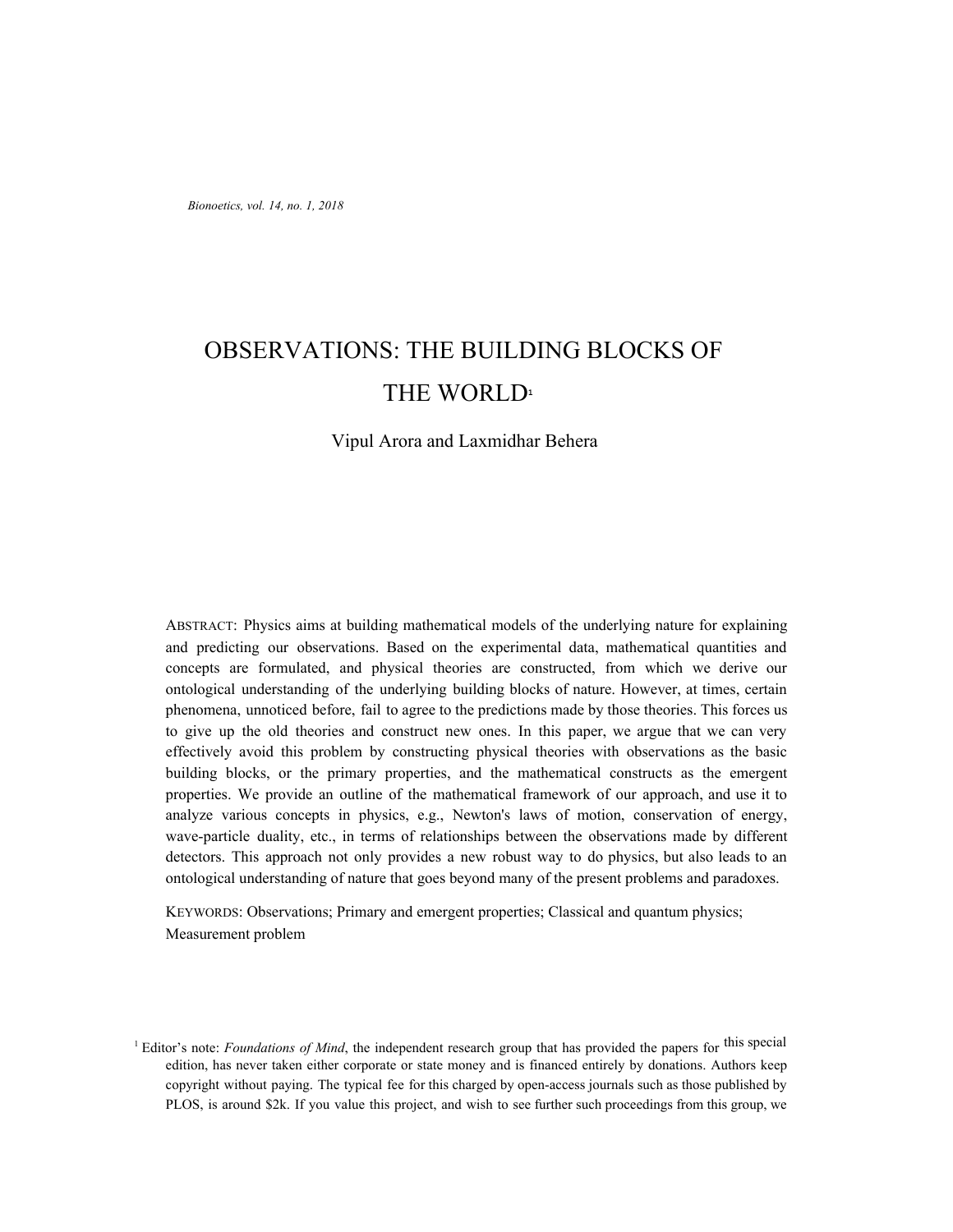*Bionoetics, vol. 14, no. 1, 2018*

# OBSERVATIONS: THE BUILDING BLOCKS OF THE WORLD[1]

Vipul Arora and Laxmidhar Behera

ABSTRACT: Physics aims at building mathematical models of the underlying nature for explaining and predicting our observations. Based on the experimental data, mathematical quantities and concepts are formulated, and physical theories are constructed, from which we derive our ontological understanding of the underlying building blocks of nature. However, at times, certain phenomena, unnoticed before, fail to agree to the predictions made by those theories. This forces us to give up the old theories and construct new ones. In this paper, we argue that we can very effectively avoid this problem by constructing physical theories with observations as the basic building blocks, or the primary properties, and the mathematical constructs as the emergent properties. We provide an outline of the mathematical framework of our approach, and use it to analyze various concepts in physics, e.g., Newton's laws of motion, conservation of energy, wave-particle duality, etc., in terms of relationships between the observations made by different detectors. This approach not only provides a new robust way to do physics, but also leads to an ontological understanding of nature that goes beyond many of the present problems and paradoxes.

KEYWORDS: Observations; Primary and emergent properties; Classical and quantum physics; Measurement problem

[1] Editor's note: *Foundations of Mind*, the independent research group that has provided the papers for this special edition, has never taken either corporate or state money and is financed entirely by donations. Authors keep copyright without paying. The typical fee for this charged by open-access journals such as those published by PLOS, is around $2k. If you value this project, and wish to see further such proceedings from this group, we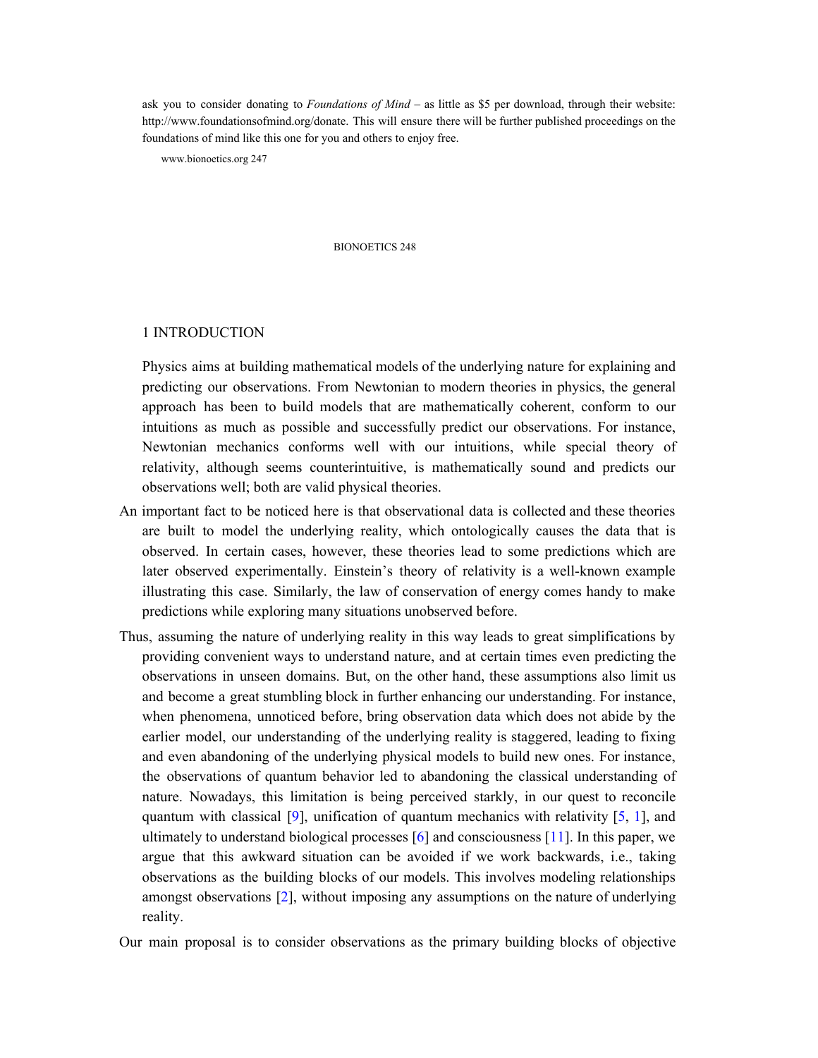ask you to consider donating to *Foundations of Mind* – as little as $5 per download, through their website: http://www.foundationsofmind.org/donate. This will ensure there will be further published proceedings on the foundations of mind like this one for you and others to enjoy free.

## 1 INTRODUCTION

Physics aims at building mathematical models of the underlying nature for explaining and predicting our observations. From Newtonian to modern theories in physics, the general approach has been to build models that are mathematically coherent, conform to our intuitions as much as possible and successfully predict our observations. For instance, Newtonian mechanics conforms well with our intuitions, while special theory of relativity, although seems counterintuitive, is mathematically sound and predicts our observations well; both are valid physical theories.

An important fact to be noticed here is that observational data is collected and these theories are built to model the underlying reality, which ontologically causes the data that is observed. In certain cases, however, these theories lead to some predictions which are later observed experimentally. Einstein's theory of relativity is a well-known example illustrating this case. Similarly, the law of conservation of energy comes handy to make predictions while exploring many situations unobserved before.

Thus, assuming the nature of underlying reality in this way leads to great simplifications by providing convenient ways to understand nature, and at certain times even predicting the observations in unseen domains. But, on the other hand, these assumptions also limit us and become a great stumbling block in further enhancing our understanding. For instance, when phenomena, unnoticed before, bring observation data which does not abide by the earlier model, our understanding of the underlying reality is staggered, leading to fixing and even abandoning of the underlying physical models to build new ones. For instance, the observations of quantum behavior led to abandoning the classical understanding of nature. Nowadays, this limitation is being perceived starkly, in our quest to reconcile quantum with classical [9], unification of quantum mechanics with relativity [5, 1], and ultimately to understand biological processes [6] and consciousness [11]. In this paper, we argue that this awkward situation can be avoided if we work backwards, i.e., taking observations as the building blocks of our models. This involves modeling relationships amongst observations [2], without imposing any assumptions on the nature of underlying reality.

Our main proposal is to consider observations as the primary building blocks of objective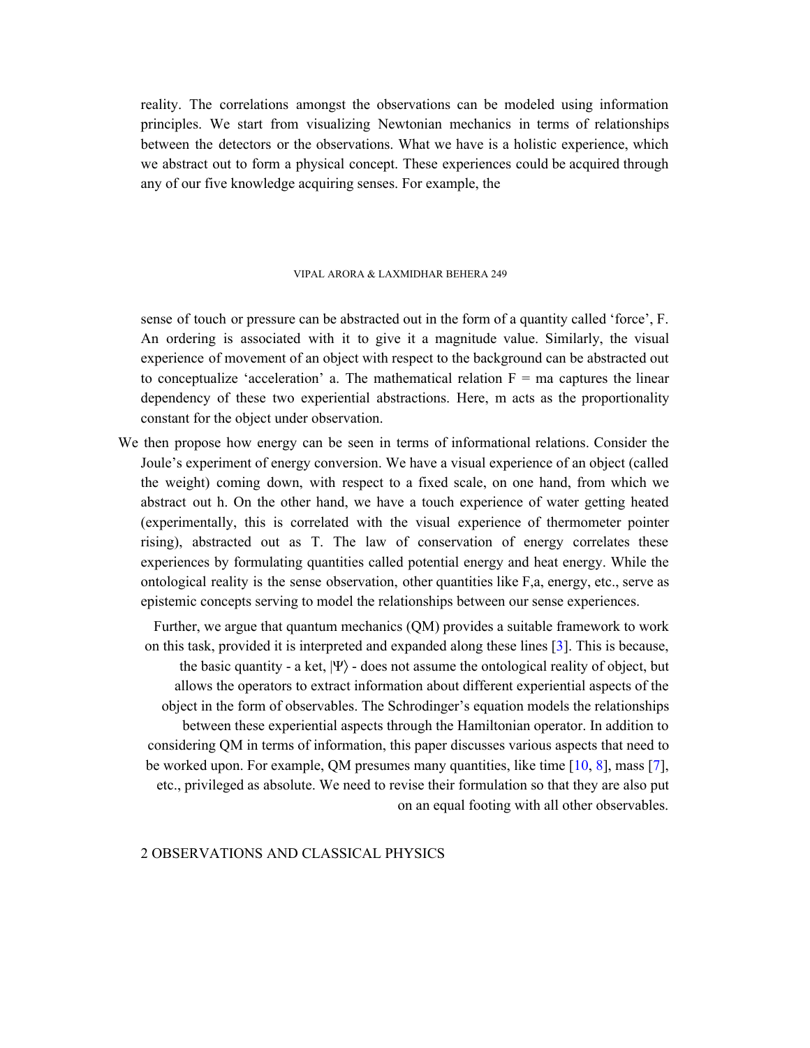reality. The correlations amongst the observations can be modeled using information principles. We start from visualizing Newtonian mechanics in terms of relationships between the detectors or the observations. What we have is a holistic experience, which we abstract out to form a physical concept. These experiences could be acquired through any of our five knowledge acquiring senses. For example, the sense of touch or pressure can be abstracted out in the form of a quantity called 'force', F. An ordering is associated with it to give it a magnitude value. Similarly, the visual experience of movement of an object with respect to the background can be abstracted out to conceptualize 'acceleration' a. The mathematical relation $F = ma$ captures the linear dependency of these two experiential abstractions. Here, m acts as the proportionality constant for the object under observation.

We then propose how energy can be seen in terms of informational relations. Consider the Joule's experiment of energy conversion. We have a visual experience of an object (called the weight) coming down, with respect to a fixed scale, on one hand, from which we abstract out h. On the other hand, we have a touch experience of water getting heated (experimentally, this is correlated with the visual experience of thermometer pointer rising), abstracted out as T. The law of conservation of energy correlates these experiences by formulating quantities called potential energy and heat energy. While the ontological reality is the sense observation, other quantities like F,a, energy, etc., serve as epistemic concepts serving to model the relationships between our sense experiences.

Further, we argue that quantum mechanics (QM) provides a suitable framework to work on this task, provided it is interpreted and expanded along these lines [3]. This is because, the basic quantity - a ket, $|\Psi\rangle$ - does not assume the ontological reality of object, but allows the operators to extract information about different experiential aspects of the object in the form of observables. The Schrodinger's equation models the relationships between these experiential aspects through the Hamiltonian operator. In addition to considering QM in terms of information, this paper discusses various aspects that need to be worked upon. For example, QM presumes many quantities, like time [10, 8], mass [7], etc., privileged as absolute. We need to revise their formulation so that they are also put on an equal footing with all other observables.

## 2 OBSERVATIONS AND CLASSICAL PHYSICS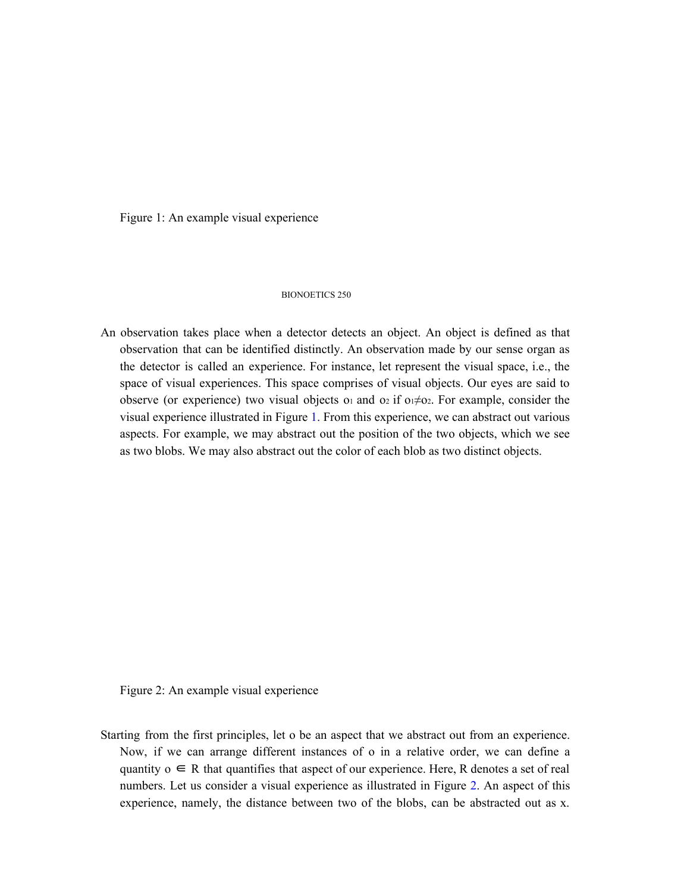Figure 1: An example visual experience

An observation takes place when a detector detects an object. An object is defined as that observation that can be identified distinctly. An observation made by our sense organ as the detector is called an experience. For instance, let represent the visual space, i.e., the space of visual experiences. This space comprises of visual objects. Our eyes are said to observe (or experience) two visual objects $o_1$ and $o_2$ if $o_1 \neq o_2$. For example, consider the visual experience illustrated in Figure 1. From this experience, we can abstract out various aspects. For example, we may abstract out the position of the two objects, which we see as two blobs. We may also abstract out the color of each blob as two distinct objects.

Figure 2: An example visual experience

Starting from the first principles, let o be an aspect that we abstract out from an experience. Now, if we can arrange different instances of o in a relative order, we can define a quantity $o \in R$ that quantifies that aspect of our experience. Here, R denotes a set of real numbers. Let us consider a visual experience as illustrated in Figure 2. An aspect of this experience, namely, the distance between two of the blobs, can be abstracted out as x.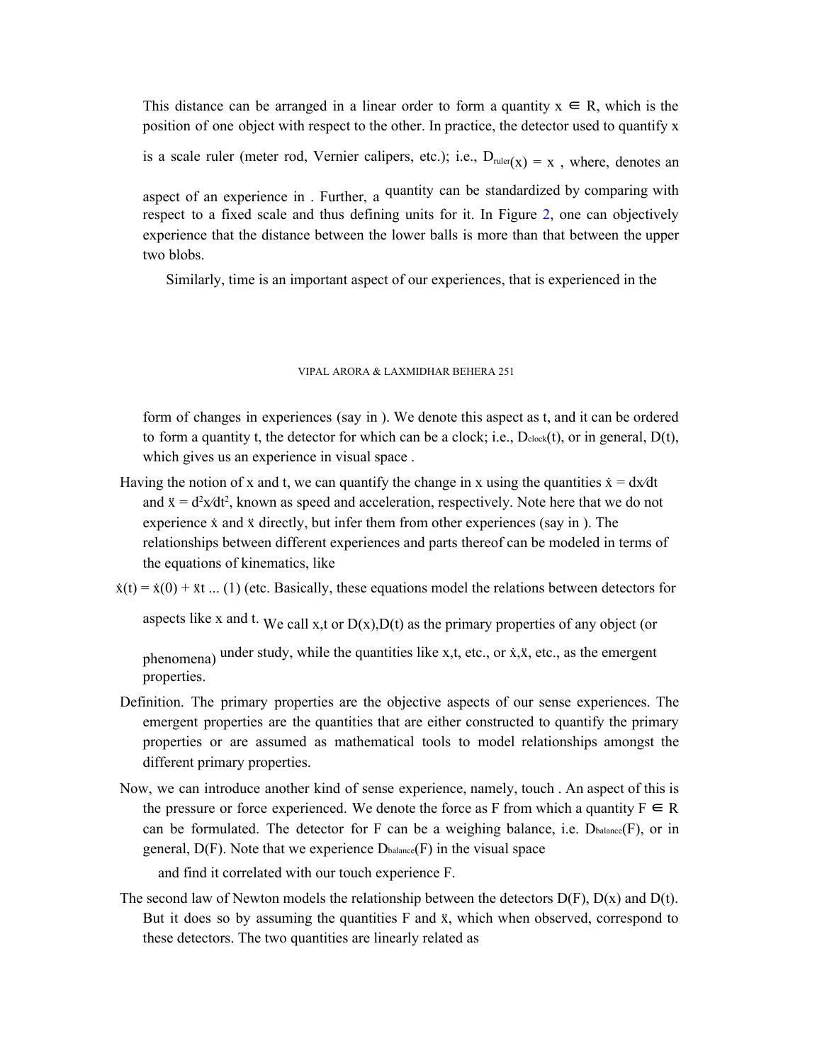This distance can be arranged in a linear order to form a quantity $x \in R$, which is the position of one object with respect to the other. In practice, the detector used to quantify x is a scale ruler (meter rod, Vernier calipers, etc.); i.e., $D_{ruler}(x) = x$ , where, denotes an aspect of an experience in . Further, a quantity can be standardized by comparing with respect to a fixed scale and thus defining units for it. In Figure 2, one can objectively experience that the distance between the lower balls is more than that between the upper two blobs.

Similarly, time is an important aspect of our experiences, that is experienced in the form of changes in experiences (say in ). We denote this aspect as t, and it can be ordered to form a quantity t, the detector for which can be a clock; i.e., $D_{clock}(t)$, or in general, $D(t)$, which gives us an experience in visual space .

Having the notion of x and t, we can quantify the change in x using the quantities $\dot{x} = dx/dt$ and $\ddot{x} = d^2x/dt^2$, known as speed and acceleration, respectively. Note here that we do not experience $\dot{x}$ and $\ddot{x}$ directly, but infer them from other experiences (say in ). The relationships between different experiences and parts thereof can be modeled in terms of the equations of kinematics, like

$\dot{x}(t) = \dot{x}(0) + \ddot{x}t$ ... (1) (etc. Basically, these equations model the relations between detectors for aspects like x and t. We call x,t or $D(x)$,$D(t)$ as the primary properties of any object (or phenomena) under study, while the quantities like x,t, etc., or $\dot{x}$,$\ddot{x}$, etc., as the emergent properties.

Definition. The primary properties are the objective aspects of our sense experiences. The emergent properties are the quantities that are either constructed to quantify the primary properties or are assumed as mathematical tools to model relationships amongst the different primary properties.

Now, we can introduce another kind of sense experience, namely, touch . An aspect of this is the pressure or force experienced. We denote the force as F from which a quantity $F \in R$ can be formulated. The detector for F can be a weighing balance, i.e. $D_{balance}(F)$, or in general, $D(F)$. Note that we experience $D_{balance}(F)$ in the visual space and find it correlated with our touch experience F.

The second law of Newton models the relationship between the detectors $D(F)$, $D(x)$ and $D(t)$. But it does so by assuming the quantities F and $\ddot{x}$, which when observed, correspond to these detectors. The two quantities are linearly related as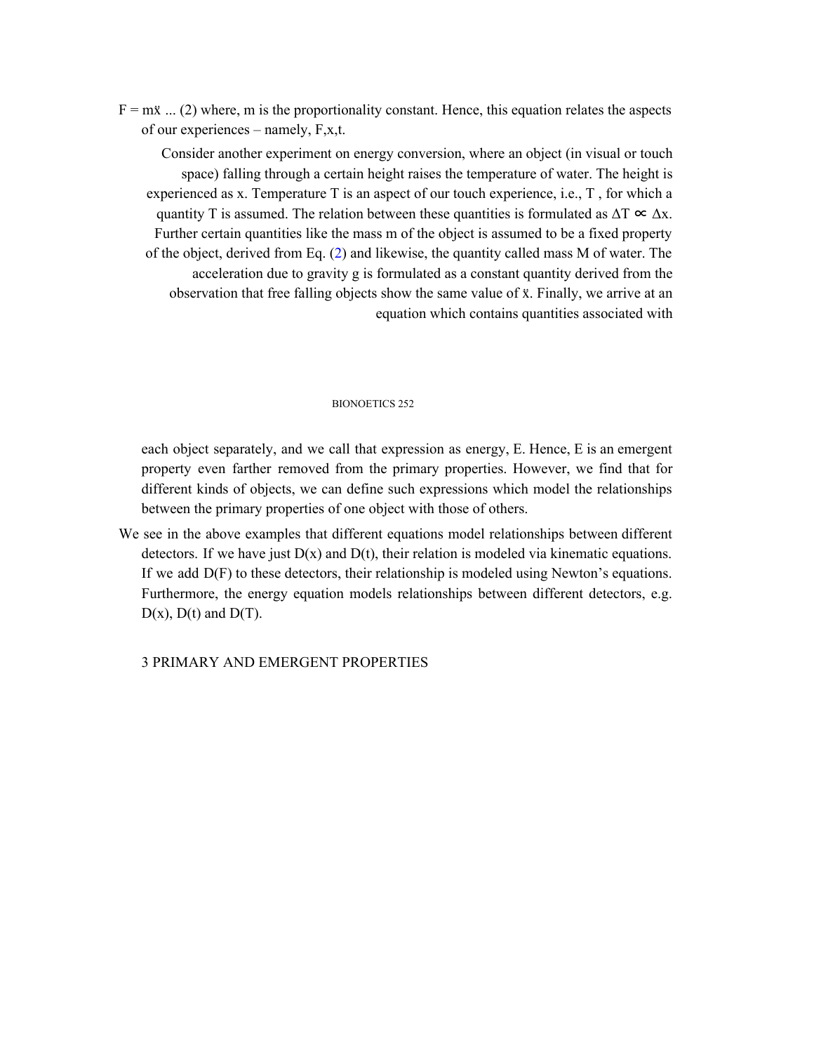$F = m\ddot{x}$ ... (2) where, m is the proportionality constant. Hence, this equation relates the aspects of our experiences – namely, F,x,t.

Consider another experiment on energy conversion, where an object (in visual or touch space) falling through a certain height raises the temperature of water. The height is experienced as x. Temperature T is an aspect of our touch experience, i.e., T , for which a quantity T is assumed. The relation between these quantities is formulated as $\Delta T \propto \Delta x$. Further certain quantities like the mass m of the object is assumed to be a fixed property of the object, derived from Eq. (2) and likewise, the quantity called mass M of water. The acceleration due to gravity g is formulated as a constant quantity derived from the observation that free falling objects show the same value of $\ddot{x}$. Finally, we arrive at an equation which contains quantities associated with each object separately, and we call that expression as energy, E. Hence, E is an emergent property even farther removed from the primary properties. However, we find that for different kinds of objects, we can define such expressions which model the relationships between the primary properties of one object with those of others.

We see in the above examples that different equations model relationships between different detectors. If we have just D(x) and D(t), their relation is modeled via kinematic equations. If we add D(F) to these detectors, their relationship is modeled using Newton's equations. Furthermore, the energy equation models relationships between different detectors, e.g. D(x), D(t) and D(T).

## 3 PRIMARY AND EMERGENT PROPERTIES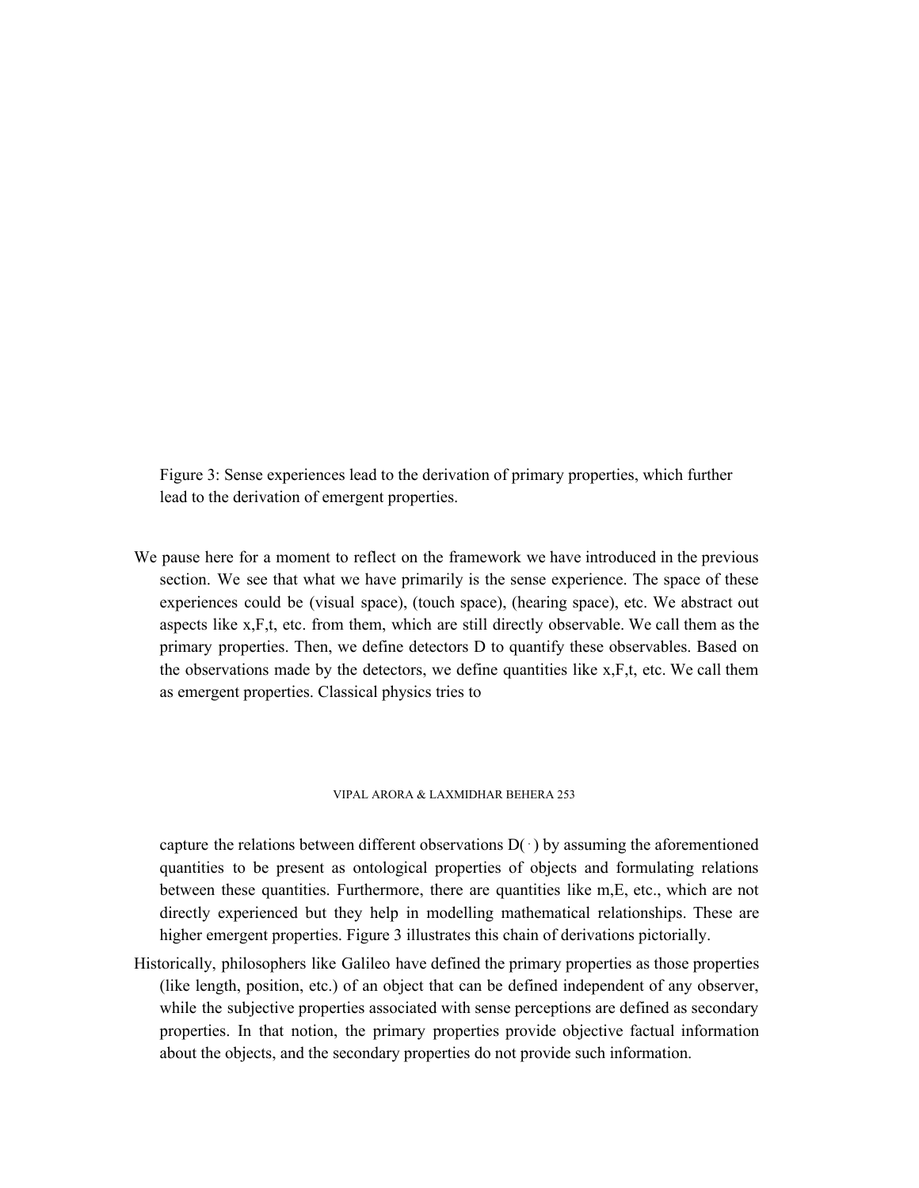Figure 3: Sense experiences lead to the derivation of primary properties, which further lead to the derivation of emergent properties.

We pause here for a moment to reflect on the framework we have introduced in the previous section. We see that what we have primarily is the sense experience. The space of these experiences could be (visual space), (touch space), (hearing space), etc. We abstract out aspects like x,F,t, etc. from them, which are still directly observable. We call them as the primary properties. Then, we define detectors D to quantify these observables. Based on the observations made by the detectors, we define quantities like x,F,t, etc. We call them as emergent properties. Classical physics tries to capture the relations between different observations $D(\cdot)$ by assuming the aforementioned quantities to be present as ontological properties of objects and formulating relations between these quantities. Furthermore, there are quantities like m,E, etc., which are not directly experienced but they help in modelling mathematical relationships. These are higher emergent properties. Figure 3 illustrates this chain of derivations pictorially.

Historically, philosophers like Galileo have defined the primary properties as those properties (like length, position, etc.) of an object that can be defined independent of any observer, while the subjective properties associated with sense perceptions are defined as secondary properties. In that notion, the primary properties provide objective factual information about the objects, and the secondary properties do not provide such information.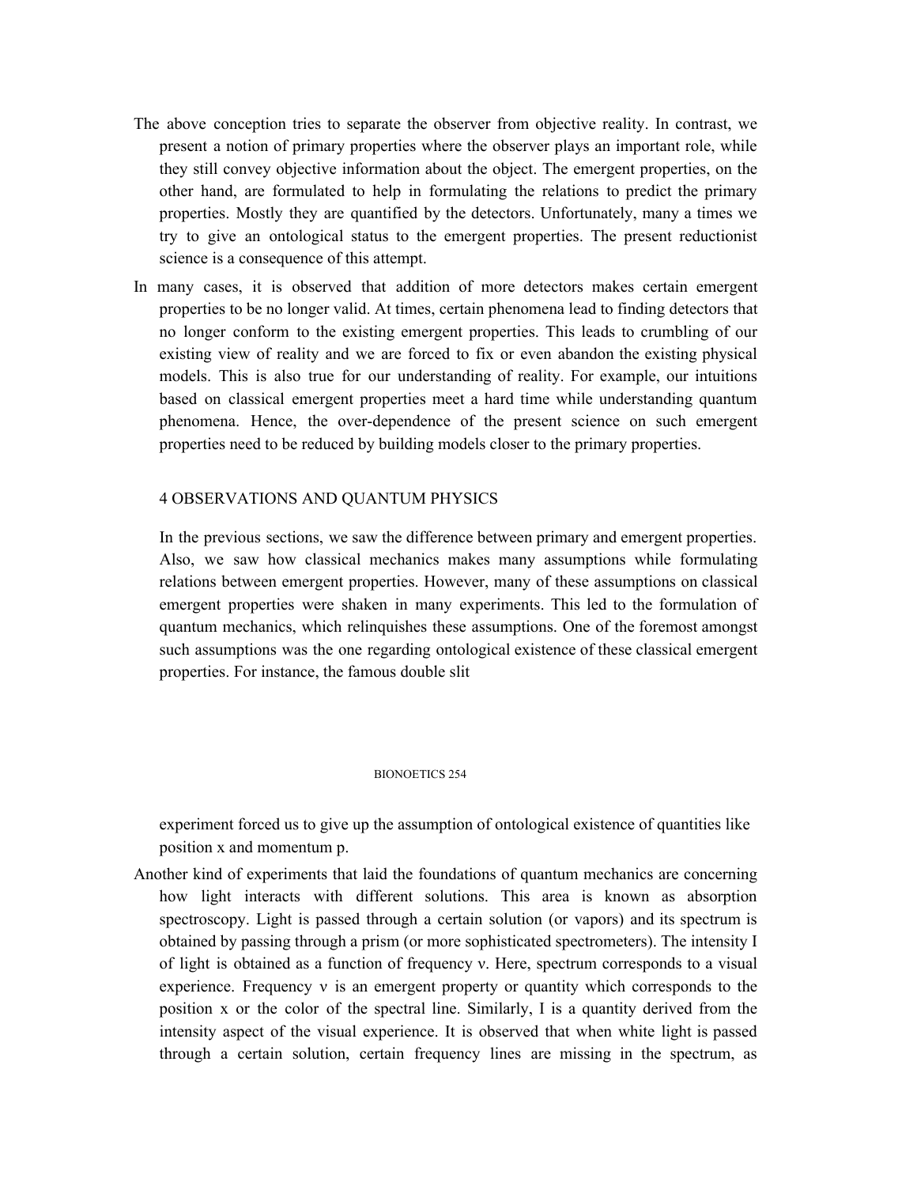The above conception tries to separate the observer from objective reality. In contrast, we present a notion of primary properties where the observer plays an important role, while they still convey objective information about the object. The emergent properties, on the other hand, are formulated to help in formulating the relations to predict the primary properties. Mostly they are quantified by the detectors. Unfortunately, many a times we try to give an ontological status to the emergent properties. The present reductionist science is a consequence of this attempt.

In many cases, it is observed that addition of more detectors makes certain emergent properties to be no longer valid. At times, certain phenomena lead to finding detectors that no longer conform to the existing emergent properties. This leads to crumbling of our existing view of reality and we are forced to fix or even abandon the existing physical models. This is also true for our understanding of reality. For example, our intuitions based on classical emergent properties meet a hard time while understanding quantum phenomena. Hence, the over-dependence of the present science on such emergent properties need to be reduced by building models closer to the primary properties.

## 4 OBSERVATIONS AND QUANTUM PHYSICS

In the previous sections, we saw the difference between primary and emergent properties. Also, we saw how classical mechanics makes many assumptions while formulating relations between emergent properties. However, many of these assumptions on classical emergent properties were shaken in many experiments. This led to the formulation of quantum mechanics, which relinquishes these assumptions. One of the foremost amongst such assumptions was the one regarding ontological existence of these classical emergent properties. For instance, the famous double slit experiment forced us to give up the assumption of ontological existence of quantities like position $x$ and momentum $p$.

Another kind of experiments that laid the foundations of quantum mechanics are concerning how light interacts with different solutions. This area is known as absorption spectroscopy. Light is passed through a certain solution (or vapors) and its spectrum is obtained by passing through a prism (or more sophisticated spectrometers). The intensity $I$ of light is obtained as a function of frequency $\nu$. Here, spectrum corresponds to a visual experience. Frequency $\nu$ is an emergent property or quantity which corresponds to the position $x$ or the color of the spectral line. Similarly, $I$ is a quantity derived from the intensity aspect of the visual experience. It is observed that when white light is passed through a certain solution, certain frequency lines are missing in the spectrum, as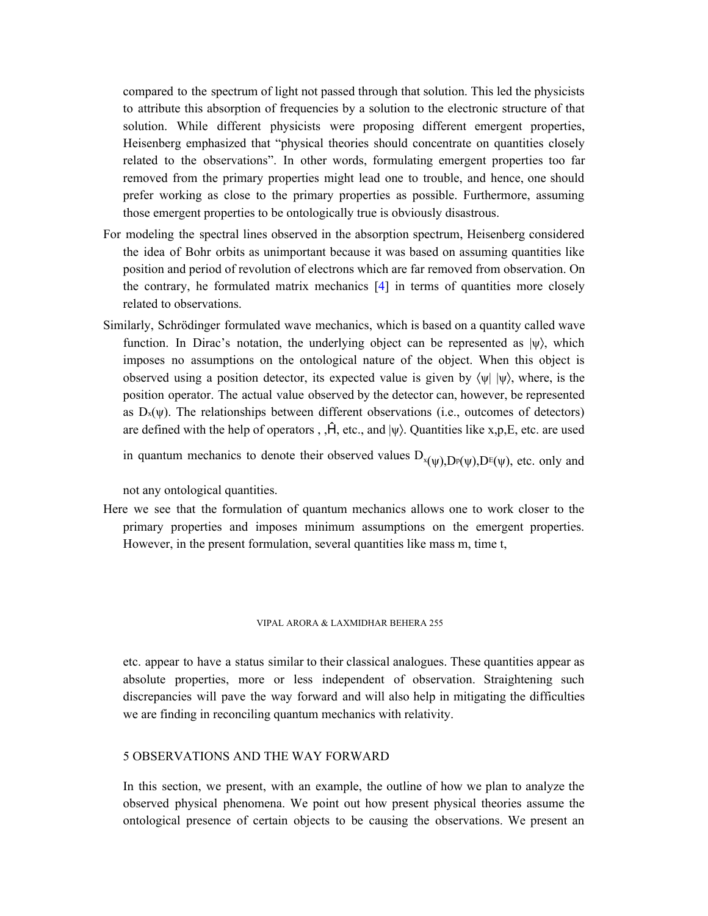compared to the spectrum of light not passed through that solution. This led the physicists to attribute this absorption of frequencies by a solution to the electronic structure of that solution. While different physicists were proposing different emergent properties, Heisenberg emphasized that "physical theories should concentrate on quantities closely related to the observations". In other words, formulating emergent properties too far removed from the primary properties might lead one to trouble, and hence, one should prefer working as close to the primary properties as possible. Furthermore, assuming those emergent properties to be ontologically true is obviously disastrous.

For modeling the spectral lines observed in the absorption spectrum, Heisenberg considered the idea of Bohr orbits as unimportant because it was based on assuming quantities like position and period of revolution of electrons which are far removed from observation. On the contrary, he formulated matrix mechanics [4] in terms of quantities more closely related to observations.

Similarly, Schrödinger formulated wave mechanics, which is based on a quantity called wave function. In Dirac's notation, the underlying object can be represented as $|\psi\rangle$, which imposes no assumptions on the ontological nature of the object. When this object is observed using a position detector, its expected value is given by $\langle\psi| \, |\psi\rangle$, where, is the position operator. The actual value observed by the detector can, however, be represented as $D_x(\psi)$. The relationships between different observations (i.e., outcomes of detectors) are defined with the help of operators , ,$\hat{H}$, etc., and $|\psi\rangle$. Quantities like x,p,E, etc. are used in quantum mechanics to denote their observed values $D_x(\psi)$,$D_p(\psi)$,$D_E(\psi)$, etc. only and not any ontological quantities.

Here we see that the formulation of quantum mechanics allows one to work closer to the primary properties and imposes minimum assumptions on the emergent properties. However, in the present formulation, several quantities like mass m, time t, etc. appear to have a status similar to their classical analogues. These quantities appear as absolute properties, more or less independent of observation. Straightening such discrepancies will pave the way forward and will also help in mitigating the difficulties we are finding in reconciling quantum mechanics with relativity.

## 5 OBSERVATIONS AND THE WAY FORWARD

In this section, we present, with an example, the outline of how we plan to analyze the observed physical phenomena. We point out how present physical theories assume the ontological presence of certain objects to be causing the observations. We present an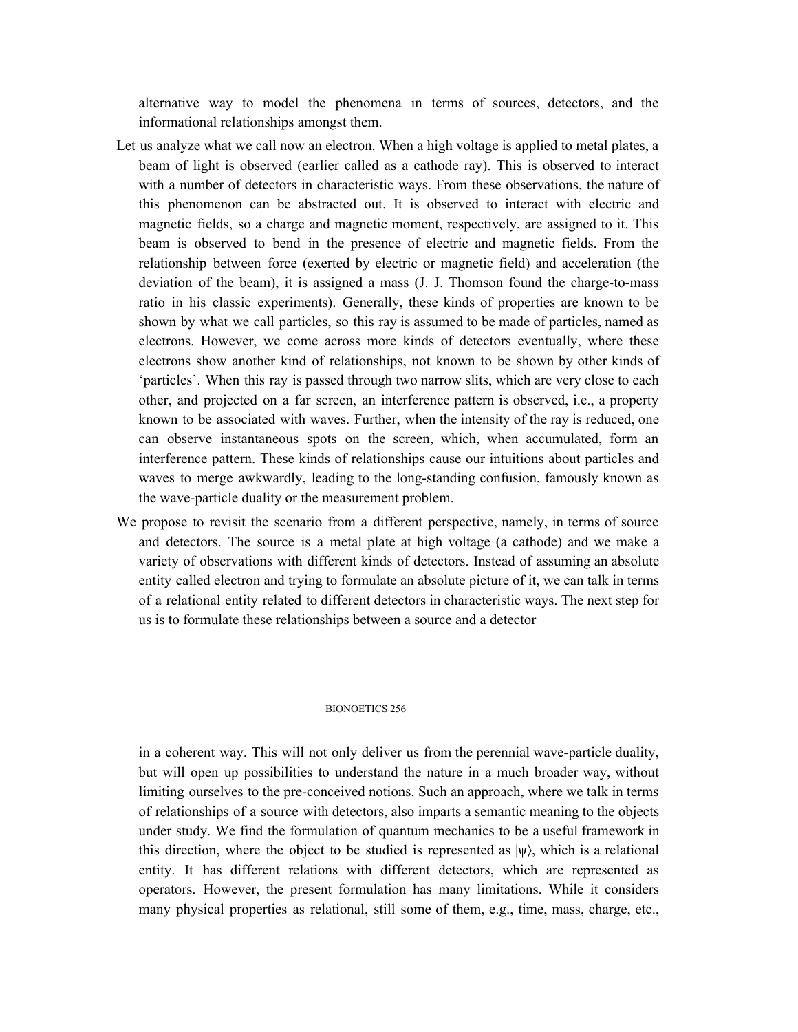alternative way to model the phenomena in terms of sources, detectors, and the informational relationships amongst them.

Let us analyze what we call now an electron. When a high voltage is applied to metal plates, a beam of light is observed (earlier called as a cathode ray). This is observed to interact with a number of detectors in characteristic ways. From these observations, the nature of this phenomenon can be abstracted out. It is observed to interact with electric and magnetic fields, so a charge and magnetic moment, respectively, are assigned to it. This beam is observed to bend in the presence of electric and magnetic fields. From the relationship between force (exerted by electric or magnetic field) and acceleration (the deviation of the beam), it is assigned a mass (J. J. Thomson found the charge-to-mass ratio in his classic experiments). Generally, these kinds of properties are known to be shown by what we call particles, so this ray is assumed to be made of particles, named as electrons. However, we come across more kinds of detectors eventually, where these electrons show another kind of relationships, not known to be shown by other kinds of 'particles'. When this ray is passed through two narrow slits, which are very close to each other, and projected on a far screen, an interference pattern is observed, i.e., a property known to be associated with waves. Further, when the intensity of the ray is reduced, one can observe instantaneous spots on the screen, which, when accumulated, form an interference pattern. These kinds of relationships cause our intuitions about particles and waves to merge awkwardly, leading to the long-standing confusion, famously known as the wave-particle duality or the measurement problem.

We propose to revisit the scenario from a different perspective, namely, in terms of source and detectors. The source is a metal plate at high voltage (a cathode) and we make a variety of observations with different kinds of detectors. Instead of assuming an absolute entity called electron and trying to formulate an absolute picture of it, we can talk in terms of a relational entity related to different detectors in characteristic ways. The next step for us is to formulate these relationships between a source and a detector in a coherent way. This will not only deliver us from the perennial wave-particle duality, but will open up possibilities to understand the nature in a much broader way, without limiting ourselves to the pre-conceived notions. Such an approach, where we talk in terms of relationships of a source with detectors, also imparts a semantic meaning to the objects under study. We find the formulation of quantum mechanics to be a useful framework in this direction, where the object to be studied is represented as $|\psi\rangle$, which is a relational entity. It has different relations with different detectors, which are represented as operators. However, the present formulation has many limitations. While it considers many physical properties as relational, still some of them, e.g., time, mass, charge, etc.,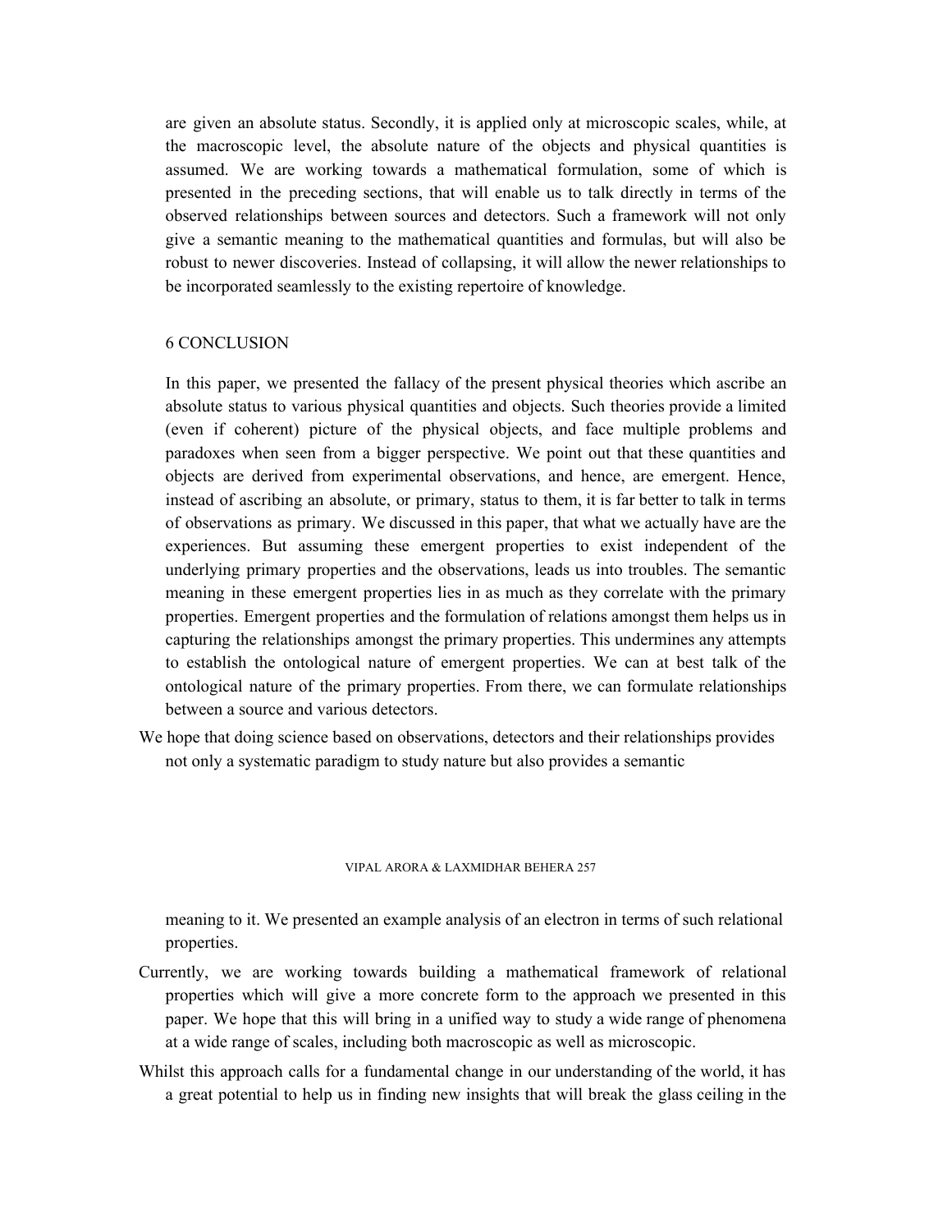are given an absolute status. Secondly, it is applied only at microscopic scales, while, at the macroscopic level, the absolute nature of the objects and physical quantities is assumed. We are working towards a mathematical formulation, some of which is presented in the preceding sections, that will enable us to talk directly in terms of the observed relationships between sources and detectors. Such a framework will not only give a semantic meaning to the mathematical quantities and formulas, but will also be robust to newer discoveries. Instead of collapsing, it will allow the newer relationships to be incorporated seamlessly to the existing repertoire of knowledge.

## 6 CONCLUSION

In this paper, we presented the fallacy of the present physical theories which ascribe an absolute status to various physical quantities and objects. Such theories provide a limited (even if coherent) picture of the physical objects, and face multiple problems and paradoxes when seen from a bigger perspective. We point out that these quantities and objects are derived from experimental observations, and hence, are emergent. Hence, instead of ascribing an absolute, or primary, status to them, it is far better to talk in terms of observations as primary. We discussed in this paper, that what we actually have are the experiences. But assuming these emergent properties to exist independent of the underlying primary properties and the observations, leads us into troubles. The semantic meaning in these emergent properties lies in as much as they correlate with the primary properties. Emergent properties and the formulation of relations amongst them helps us in capturing the relationships amongst the primary properties. This undermines any attempts to establish the ontological nature of emergent properties. We can at best talk of the ontological nature of the primary properties. From there, we can formulate relationships between a source and various detectors.

We hope that doing science based on observations, detectors and their relationships provides not only a systematic paradigm to study nature but also provides a semantic meaning to it. We presented an example analysis of an electron in terms of such relational properties.

Currently, we are working towards building a mathematical framework of relational properties which will give a more concrete form to the approach we presented in this paper. We hope that this will bring in a unified way to study a wide range of phenomena at a wide range of scales, including both macroscopic as well as microscopic.

Whilst this approach calls for a fundamental change in our understanding of the world, it has a great potential to help us in finding new insights that will break the glass ceiling in the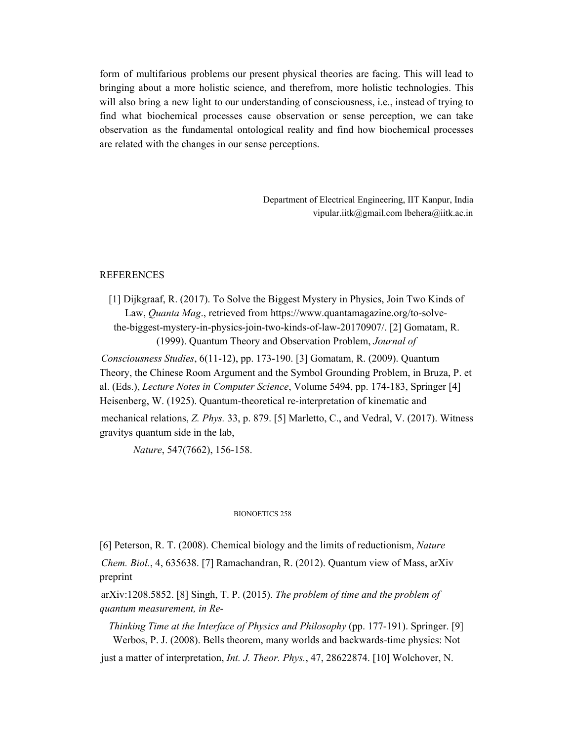form of multifarious problems our present physical theories are facing. This will lead to bringing about a more holistic science, and therefrom, more holistic technologies. This will also bring a new light to our understanding of consciousness, i.e., instead of trying to find what biochemical processes cause observation or sense perception, we can take observation as the fundamental ontological reality and find how biochemical processes are related with the changes in our sense perceptions.

Department of Electrical Engineering, IIT Kanpur, India
vipular.iitk@gmail.com lbehera@iitk.ac.in

## REFERENCES

[1] Dijkgraaf, R. (2017). To Solve the Biggest Mystery in Physics, Join Two Kinds of Law, *Quanta Mag*., retrieved from https://www.quantamagazine.org/to-solve-the-biggest-mystery-in-physics-join-two-kinds-of-law-20170907/.

[2] Gomatam, R. (1999). Quantum Theory and Observation Problem, *Journal of Consciousness Studies*, 6(11-12), pp. 173-190.

[3] Gomatam, R. (2009). Quantum Theory, the Chinese Room Argument and the Symbol Grounding Problem, in Bruza, P. et al. (Eds.), *Lecture Notes in Computer Science*, Volume 5494, pp. 174-183, Springer

[4] Heisenberg, W. (1925). Quantum-theoretical re-interpretation of kinematic and mechanical relations, *Z. Phys.* 33, p. 879.

[5] Marletto, C., and Vedral, V. (2017). Witness gravitys quantum side in the lab, *Nature*, 547(7662), 156-158.

[6] Peterson, R. T. (2008). Chemical biology and the limits of reductionism, *Nature Chem. Biol.*, 4, 635638.

[7] Ramachandran, R. (2012). Quantum view of Mass, arXiv preprint arXiv:1208.5852.

[8] Singh, T. P. (2015). *The problem of time and the problem of quantum measurement, in Re-Thinking Time at the Interface of Physics and Philosophy* (pp. 177-191). Springer.

[9] Werbos, P. J. (2008). Bells theorem, many worlds and backwards-time physics: Not just a matter of interpretation, *Int. J. Theor. Phys.*, 47, 28622874.

[10] Wolchover, N.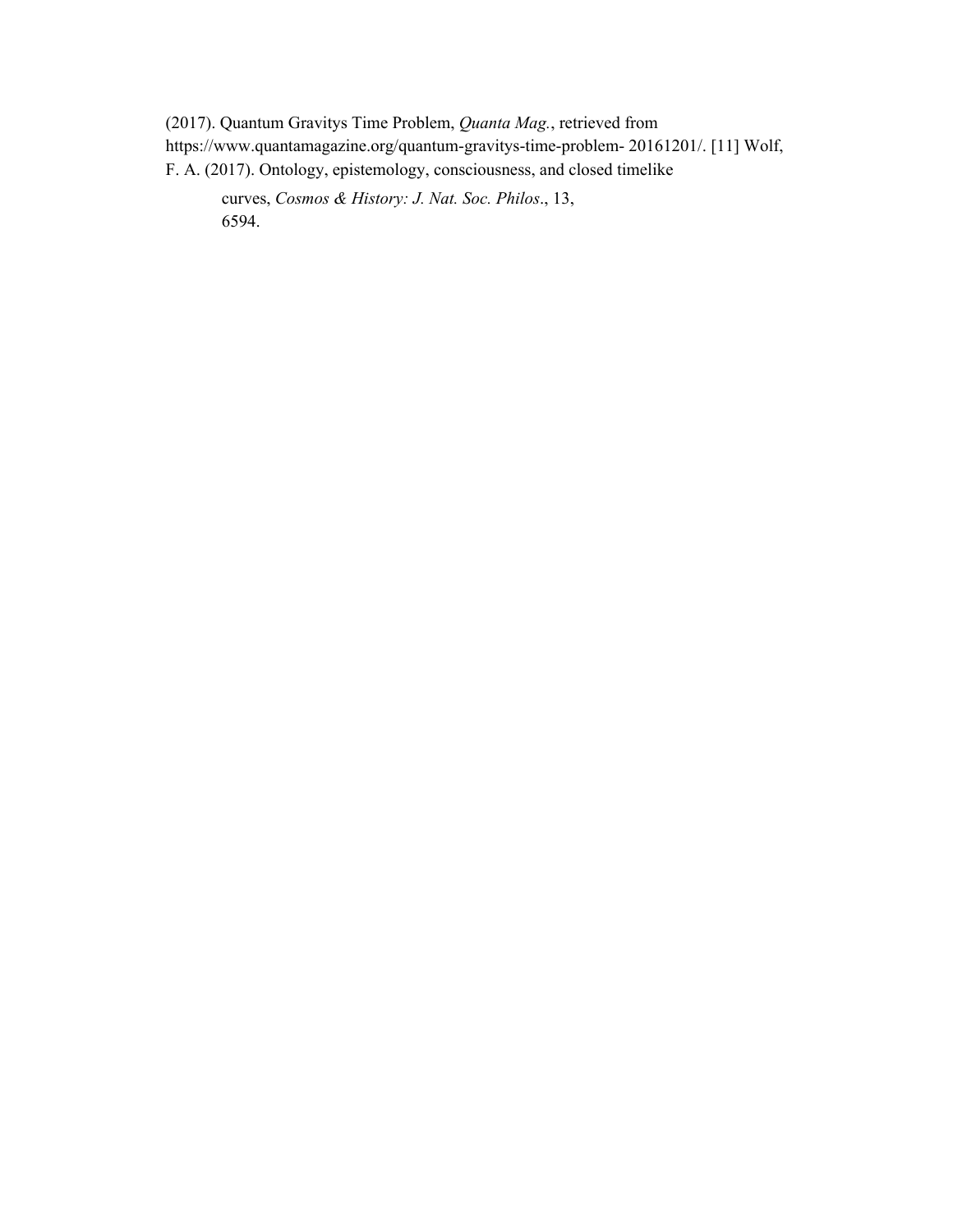(2017). Quantum Gravitys Time Problem, *Quanta Mag.*, retrieved from https://www.quantamagazine.org/quantum-gravitys-time-problem- 20161201/. [11] Wolf, F. A. (2017). Ontology, epistemology, consciousness, and closed timelike curves, *Cosmos & History: J. Nat. Soc. Philos*., 13, 6594.